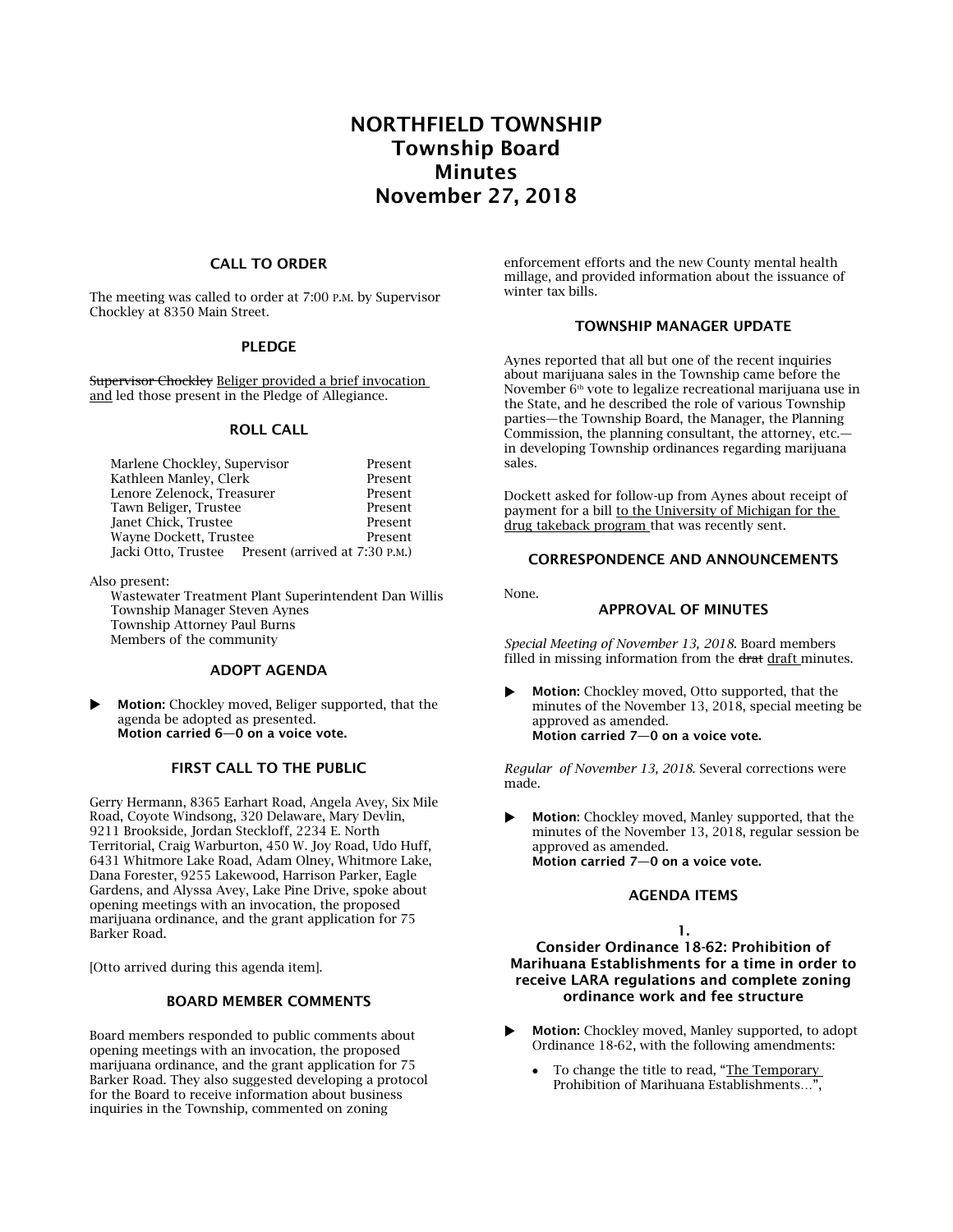# NORTHFIELD TOWNSHIP
# Township Board
# Minutes
# November 27, 2018

## CALL TO ORDER

The meeting was called to order at 7:00 P.M. by Supervisor Chockley at 8350 Main Street.

## PLEDGE

~~Supervisor Chockley~~ Beliger provided a brief invocation and led those present in the Pledge of Allegiance.

## ROLL CALL

| | |
|---|---|
| Marlene Chockley, Supervisor | Present |
| Kathleen Manley, Clerk | Present |
| Lenore Zelenock, Treasurer | Present |
| Tawn Beliger, Trustee | Present |
| Janet Chick, Trustee | Present |
| Wayne Dockett, Trustee | Present |
| Jacki Otto, Trustee | Present (arrived at 7:30 P.M.) |

Also present:

Wastewater Treatment Plant Superintendent Dan Willis
Township Manager Steven Aynes
Township Attorney Paul Burns
Members of the community

## ADOPT AGENDA

- **Motion:** Chockley moved, Beliger supported, that the agenda be adopted as presented.
  **Motion carried 6—0 on a voice vote.**

## FIRST CALL TO THE PUBLIC

Gerry Hermann, 8365 Earhart Road, Angela Avey, Six Mile Road, Coyote Windsong, 320 Delaware, Mary Devlin, 9211 Brookside, Jordan Steckloff, 2234 E. North Territorial, Craig Warburton, 450 W. Joy Road, Udo Huff, 6431 Whitmore Lake Road, Adam Olney, Whitmore Lake, Dana Forester, 9255 Lakewood, Harrison Parker, Eagle Gardens, and Alyssa Avey, Lake Pine Drive, spoke about opening meetings with an invocation, the proposed marijuana ordinance, and the grant application for 75 Barker Road.

[Otto arrived during this agenda item].

## BOARD MEMBER COMMENTS

Board members responded to public comments about opening meetings with an invocation, the proposed marijuana ordinance, and the grant application for 75 Barker Road. They also suggested developing a protocol for the Board to receive information about business inquiries in the Township, commented on zoning enforcement efforts and the new County mental health millage, and provided information about the issuance of winter tax bills.

## TOWNSHIP MANAGER UPDATE

Aynes reported that all but one of the recent inquiries about marijuana sales in the Township came before the November 6th vote to legalize recreational marijuana use in the State, and he described the role of various Township parties—the Township Board, the Manager, the Planning Commission, the planning consultant, the attorney, etc.—in developing Township ordinances regarding marijuana sales.

Dockett asked for follow-up from Aynes about receipt of payment for a bill to the University of Michigan for the drug takeback program that was recently sent.

## CORRESPONDENCE AND ANNOUNCEMENTS

None.

## APPROVAL OF MINUTES

*Special Meeting of November 13, 2018.* Board members filled in missing information from the ~~drat~~ draft minutes.

- **Motion:** Chockley moved, Otto supported, that the minutes of the November 13, 2018, special meeting be approved as amended.
  **Motion carried 7—0 on a voice vote.**

*Regular of November 13, 2018.* Several corrections were made.

- **Motion:** Chockley moved, Manley supported, that the minutes of the November 13, 2018, regular session be approved as amended.
  **Motion carried 7—0 on a voice vote.**

## AGENDA ITEMS

### 1.
### Consider Ordinance 18-62: Prohibition of Marihuana Establishments for a time in order to receive LARA regulations and complete zoning ordinance work and fee structure

- **Motion:** Chockley moved, Manley supported, to adopt Ordinance 18-62, with the following amendments:
  - To change the title to read, "The Temporary Prohibition of Marihuana Establishments…",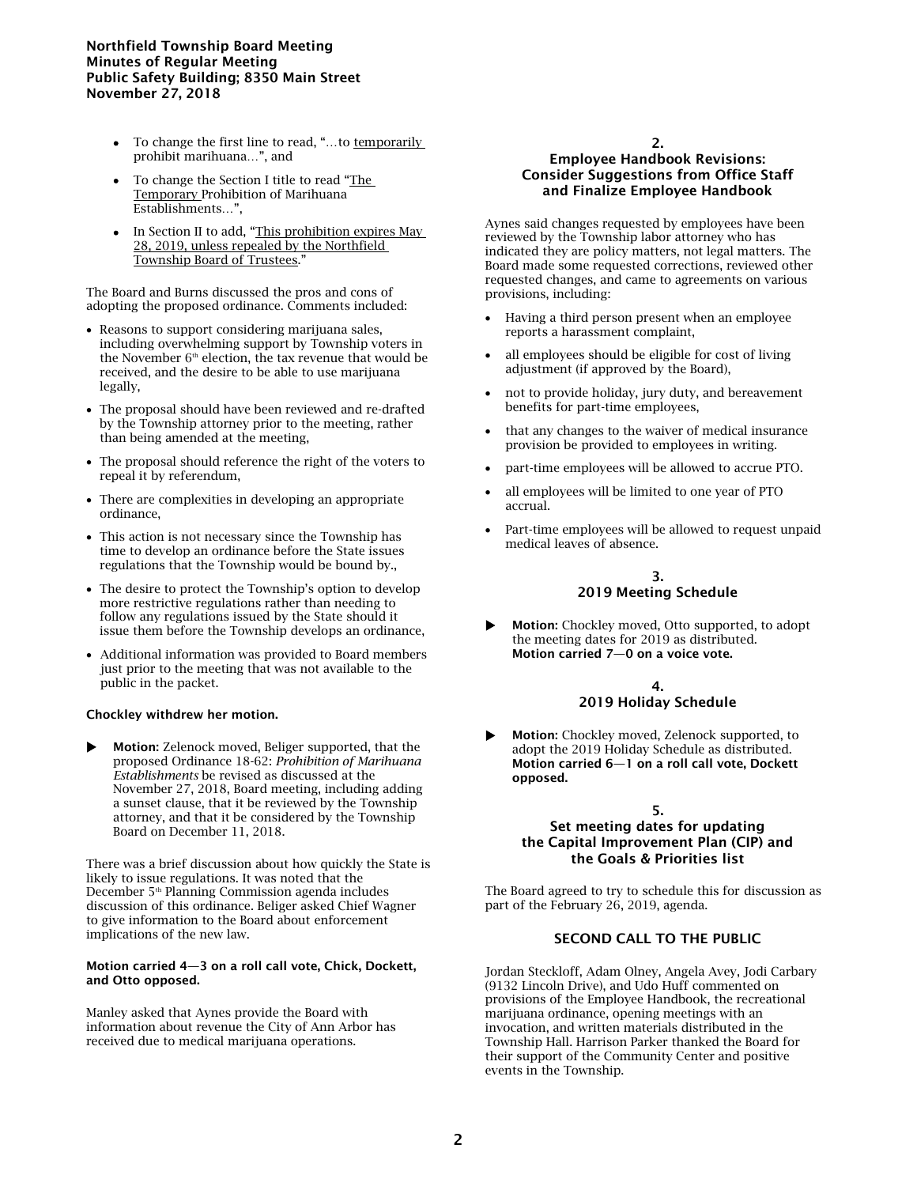- To change the first line to read, "…to temporarily prohibit marihuana…", and
- To change the Section I title to read "The Temporary Prohibition of Marihuana Establishments…",
- In Section II to add, "This prohibition expires May 28, 2019, unless repealed by the Northfield Township Board of Trustees."

The Board and Burns discussed the pros and cons of adopting the proposed ordinance. Comments included:

- Reasons to support considering marijuana sales, including overwhelming support by Township voters in the November 6th election, the tax revenue that would be received, and the desire to be able to use marijuana legally,
- The proposal should have been reviewed and re-drafted by the Township attorney prior to the meeting, rather than being amended at the meeting,
- The proposal should reference the right of the voters to repeal it by referendum,
- There are complexities in developing an appropriate ordinance,
- This action is not necessary since the Township has time to develop an ordinance before the State issues regulations that the Township would be bound by.,
- The desire to protect the Township's option to develop more restrictive regulations rather than needing to follow any regulations issued by the State should it issue them before the Township develops an ordinance,
- Additional information was provided to Board members just prior to the meeting that was not available to the public in the packet.

**Chockley withdrew her motion.**

▶ **Motion:** Zelenock moved, Beliger supported, that the proposed Ordinance 18-62: *Prohibition of Marihuana Establishments* be revised as discussed at the November 27, 2018, Board meeting, including adding a sunset clause, that it be reviewed by the Township attorney, and that it be considered by the Township Board on December 11, 2018.

There was a brief discussion about how quickly the State is likely to issue regulations. It was noted that the December 5th Planning Commission agenda includes discussion of this ordinance. Beliger asked Chief Wagner to give information to the Board about enforcement implications of the new law.

**Motion carried 4—3 on a roll call vote, Chick, Dockett, and Otto opposed.**

Manley asked that Aynes provide the Board with information about revenue the City of Ann Arbor has received due to medical marijuana operations.

### 2.
### Employee Handbook Revisions: Consider Suggestions from Office Staff and Finalize Employee Handbook

Aynes said changes requested by employees have been reviewed by the Township labor attorney who has indicated they are policy matters, not legal matters. The Board made some requested corrections, reviewed other requested changes, and came to agreements on various provisions, including:

- Having a third person present when an employee reports a harassment complaint,
- all employees should be eligible for cost of living adjustment (if approved by the Board),
- not to provide holiday, jury duty, and bereavement benefits for part-time employees,
- that any changes to the waiver of medical insurance provision be provided to employees in writing.
- part-time employees will be allowed to accrue PTO.
- all employees will be limited to one year of PTO accrual.
- Part-time employees will be allowed to request unpaid medical leaves of absence.

### 3.
### 2019 Meeting Schedule

▶ **Motion:** Chockley moved, Otto supported, to adopt the meeting dates for 2019 as distributed. **Motion carried 7—0 on a voice vote.**

### 4.
### 2019 Holiday Schedule

▶ **Motion:** Chockley moved, Zelenock supported, to adopt the 2019 Holiday Schedule as distributed. **Motion carried 6—1 on a roll call vote, Dockett opposed.**

### 5.
### Set meeting dates for updating the Capital Improvement Plan (CIP) and the Goals & Priorities list

The Board agreed to try to schedule this for discussion as part of the February 26, 2019, agenda.

## SECOND CALL TO THE PUBLIC

Jordan Steckloff, Adam Olney, Angela Avey, Jodi Carbary (9132 Lincoln Drive), and Udo Huff commented on provisions of the Employee Handbook, the recreational marijuana ordinance, opening meetings with an invocation, and written materials distributed in the Township Hall. Harrison Parker thanked the Board for their support of the Community Center and positive events in the Township.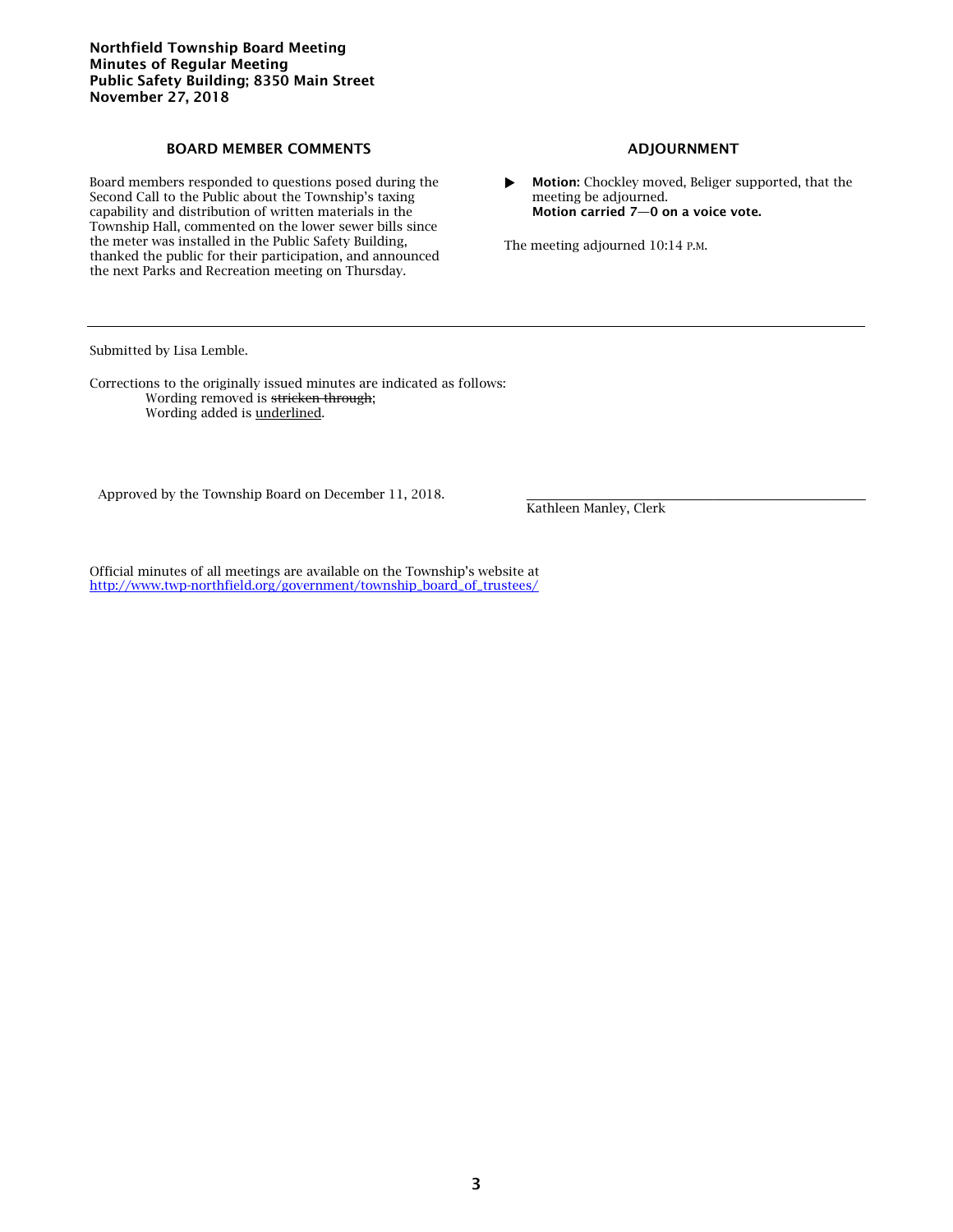## BOARD MEMBER COMMENTS

Board members responded to questions posed during the Second Call to the Public about the Township's taxing capability and distribution of written materials in the Township Hall, commented on the lower sewer bills since the meter was installed in the Public Safety Building, thanked the public for their participation, and announced the next Parks and Recreation meeting on Thursday.

## ADJOURNMENT

- **Motion:** Chockley moved, Beliger supported, that the meeting be adjourned.
  **Motion carried 7—0 on a voice vote.**

The meeting adjourned 10:14 P.M.

---

Submitted by Lisa Lemble.

Corrections to the originally issued minutes are indicated as follows:
Wording removed is ~~stricken through~~;
Wording added is <u>underlined</u>.

Approved by the Township Board on December 11, 2018.

Kathleen Manley, Clerk

Official minutes of all meetings are available on the Township's website at http://www.twp-northfield.org/government/township_board_of_trustees/